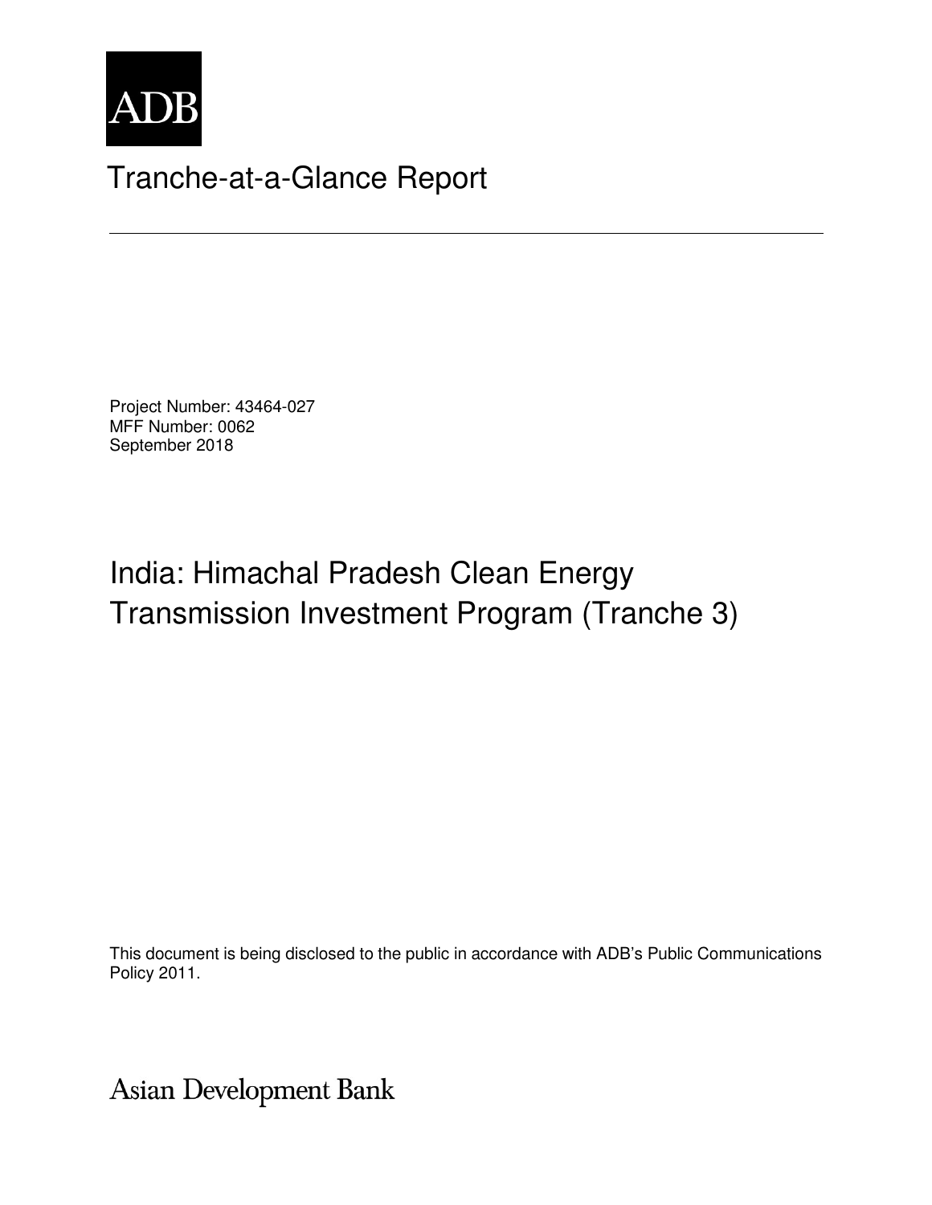ADB

# Tranche-at-a-Glance Report

Project Number: 43464-027
MFF Number: 0062
September 2018

## India: Himachal Pradesh Clean Energy Transmission Investment Program (Tranche 3)

This document is being disclosed to the public in accordance with ADB's Public Communications Policy 2011.

Asian Development Bank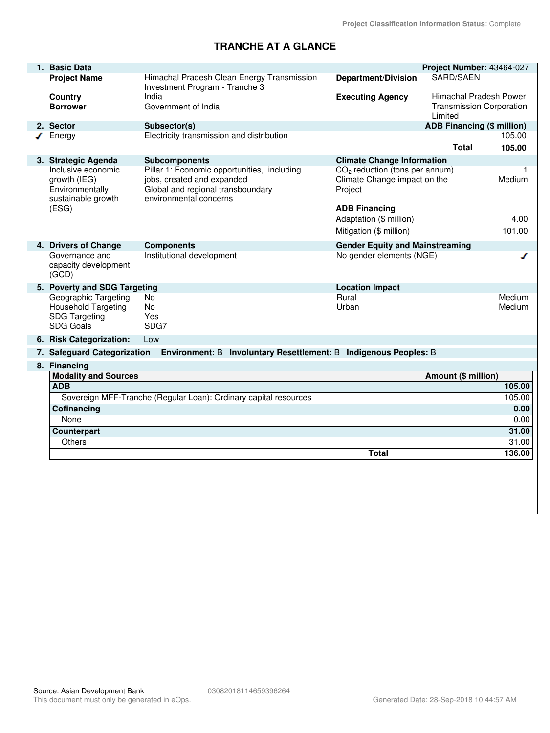Project Classification Information Status: Complete

# TRANCHE AT A GLANCE

| 1. Basic Data | | | Project Number: 43464-027 |
|---|---|---|---|
| Project Name | Himachal Pradesh Clean Energy Transmission Investment Program - Tranche 3 | Department/Division | SARD/SAEN |
| Country | India | Executing Agency | Himachal Pradesh Power Transmission Corporation Limited |
| Borrower | Government of India | | |

| 2. Sector | Subsector(s) | ADB Financing ($ million) |
|---|---|---|
| ✓ Energy | Electricity transmission and distribution | 105.00 |
| | Total | 105.00 |

| 3. Strategic Agenda | Subcomponents | Climate Change Information | |
|---|---|---|---|
| Inclusive economic growth (IEG) | Pillar 1: Economic opportunities, including jobs, created and expanded | $CO_2$ reduction (tons per annum) | 1 |
| Environmentally sustainable growth (ESG) | Global and regional transboundary environmental concerns | Climate Change impact on the Project | Medium |
| | | **ADB Financing** | |
| | | Adaptation ($ million) | 4.00 |
| | | Mitigation ($ million) | 101.00 |

| 4. Drivers of Change | Components | Gender Equity and Mainstreaming | |
|---|---|---|---|
| Governance and capacity development (GCD) | Institutional development | No gender elements (NGE) | ✓ |

| 5. Poverty and SDG Targeting | | Location Impact | |
|---|---|---|---|
| Geographic Targeting | No | Rural | Medium |
| Household Targeting | No | Urban | Medium |
| SDG Targeting | Yes | | |
| SDG Goals | SDG7 | | |

**6. Risk Categorization:** Low

**7. Safeguard Categorization** **Environment:** B **Involuntary Resettlement:** B **Indigenous Peoples:** B

**8. Financing**

| Modality and Sources | Amount ($ million) |
|---|---|
| **ADB** | **105.00** |
| Sovereign MFF-Tranche (Regular Loan): Ordinary capital resources | 105.00 |
| **Cofinancing** | **0.00** |
| None | 0.00 |
| **Counterpart** | **31.00** |
| Others | 31.00 |
| **Total** | **136.00** |

Source: Asian Development Bank 03082018114659396264
This document must only be generated in eOps. Generated Date: 28-Sep-2018 10:44:57 AM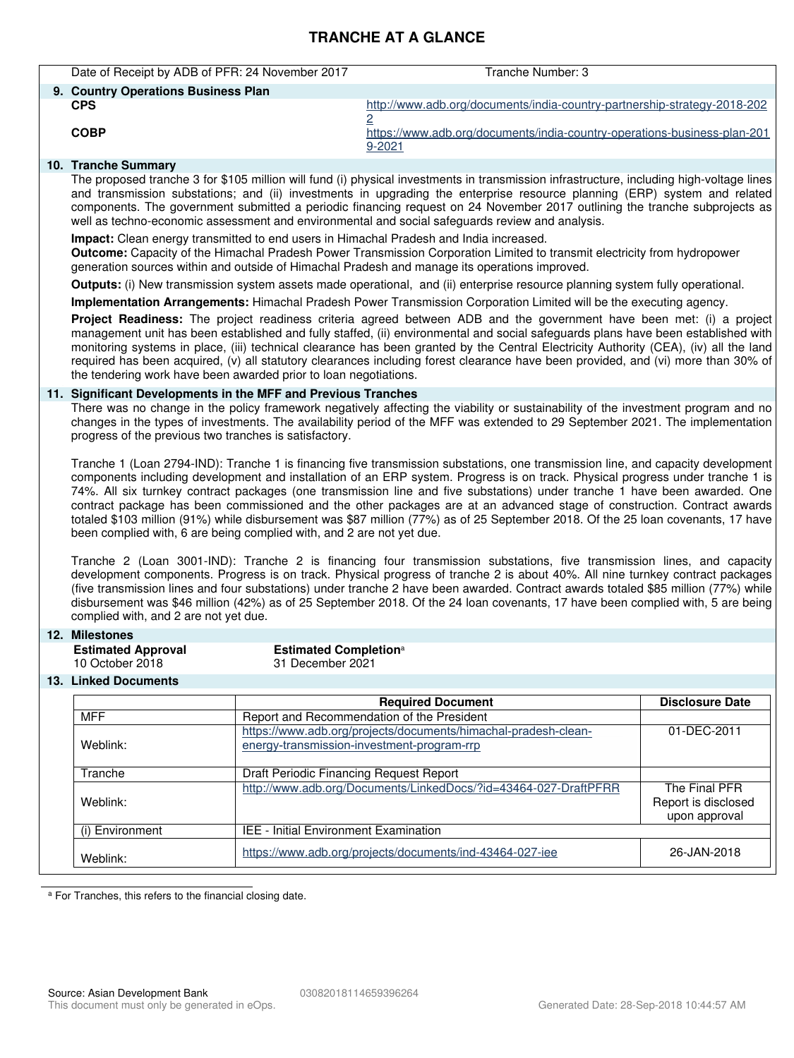# TRANCHE AT A GLANCE

Date of Receipt by ADB of PFR: 24 November 2017 Tranche Number: 3

## 9. Country Operations Business Plan

**CPS** http://www.adb.org/documents/india-country-partnership-strategy-2018-2022

**COBP** https://www.adb.org/documents/india-country-operations-business-plan-2019-2021

## 10. Tranche Summary

The proposed tranche 3 for $105 million will fund (i) physical investments in transmission infrastructure, including high-voltage lines and transmission substations; and (ii) investments in upgrading the enterprise resource planning (ERP) system and related components. The government submitted a periodic financing request on 24 November 2017 outlining the tranche subprojects as well as techno-economic assessment and environmental and social safeguards review and analysis.

**Impact:** Clean energy transmitted to end users in Himachal Pradesh and India increased.
**Outcome:** Capacity of the Himachal Pradesh Power Transmission Corporation Limited to transmit electricity from hydropower generation sources within and outside of Himachal Pradesh and manage its operations improved.

**Outputs:** (i) New transmission system assets made operational, and (ii) enterprise resource planning system fully operational.

**Implementation Arrangements:** Himachal Pradesh Power Transmission Corporation Limited will be the executing agency.

**Project Readiness:** The project readiness criteria agreed between ADB and the government have been met: (i) a project management unit has been established and fully staffed, (ii) environmental and social safeguards plans have been established with monitoring systems in place, (iii) technical clearance has been granted by the Central Electricity Authority (CEA), (iv) all the land required has been acquired, (v) all statutory clearances including forest clearance have been provided, and (vi) more than 30% of the tendering work have been awarded prior to loan negotiations.

## 11. Significant Developments in the MFF and Previous Tranches

There was no change in the policy framework negatively affecting the viability or sustainability of the investment program and no changes in the types of investments. The availability period of the MFF was extended to 29 September 2021. The implementation progress of the previous two tranches is satisfactory.

Tranche 1 (Loan 2794-IND): Tranche 1 is financing five transmission substations, one transmission line, and capacity development components including development and installation of an ERP system. Progress is on track. Physical progress under tranche 1 is 74%. All six turnkey contract packages (one transmission line and five substations) under tranche 1 have been awarded. One contract package has been commissioned and the other packages are at an advanced stage of construction. Contract awards totaled $103 million (91%) while disbursement was $87 million (77%) as of 25 September 2018. Of the 25 loan covenants, 17 have been complied with, 6 are being complied with, and 2 are not yet due.

Tranche 2 (Loan 3001-IND): Tranche 2 is financing four transmission substations, five transmission lines, and capacity development components. Progress is on track. Physical progress of tranche 2 is about 40%. All nine turnkey contract packages (five transmission lines and four substations) under tranche 2 have been awarded. Contract awards totaled $85 million (77%) while disbursement was $46 million (42%) as of 25 September 2018. Of the 24 loan covenants, 17 have been complied with, 5 are being complied with, and 2 are not yet due.

## 12. Milestones

| Estimated Approval | Estimated Completion[a] |
|---|---|
| 10 October 2018 | 31 December 2021 |

## 13. Linked Documents

| | Required Document | Disclosure Date |
|---|---|---|
| MFF | Report and Recommendation of the President | |
| Weblink: | https://www.adb.org/projects/documents/himachal-pradesh-clean-energy-transmission-investment-program-rrp | 01-DEC-2011 |
| Tranche | Draft Periodic Financing Request Report | |
| Weblink: | http://www.adb.org/Documents/LinkedDocs/?id=43464-027-DraftPFRR | The Final PFR Report is disclosed upon approval |
| (i) Environment | IEE - Initial Environment Examination | |
| Weblink: | https://www.adb.org/projects/documents/ind-43464-027-iee | 26-JAN-2018 |

[a] For Tranches, this refers to the financial closing date.

Source: Asian Development Bank 03082018114659396264
This document must only be generated in eOps. Generated Date: 28-Sep-2018 10:44:57 AM